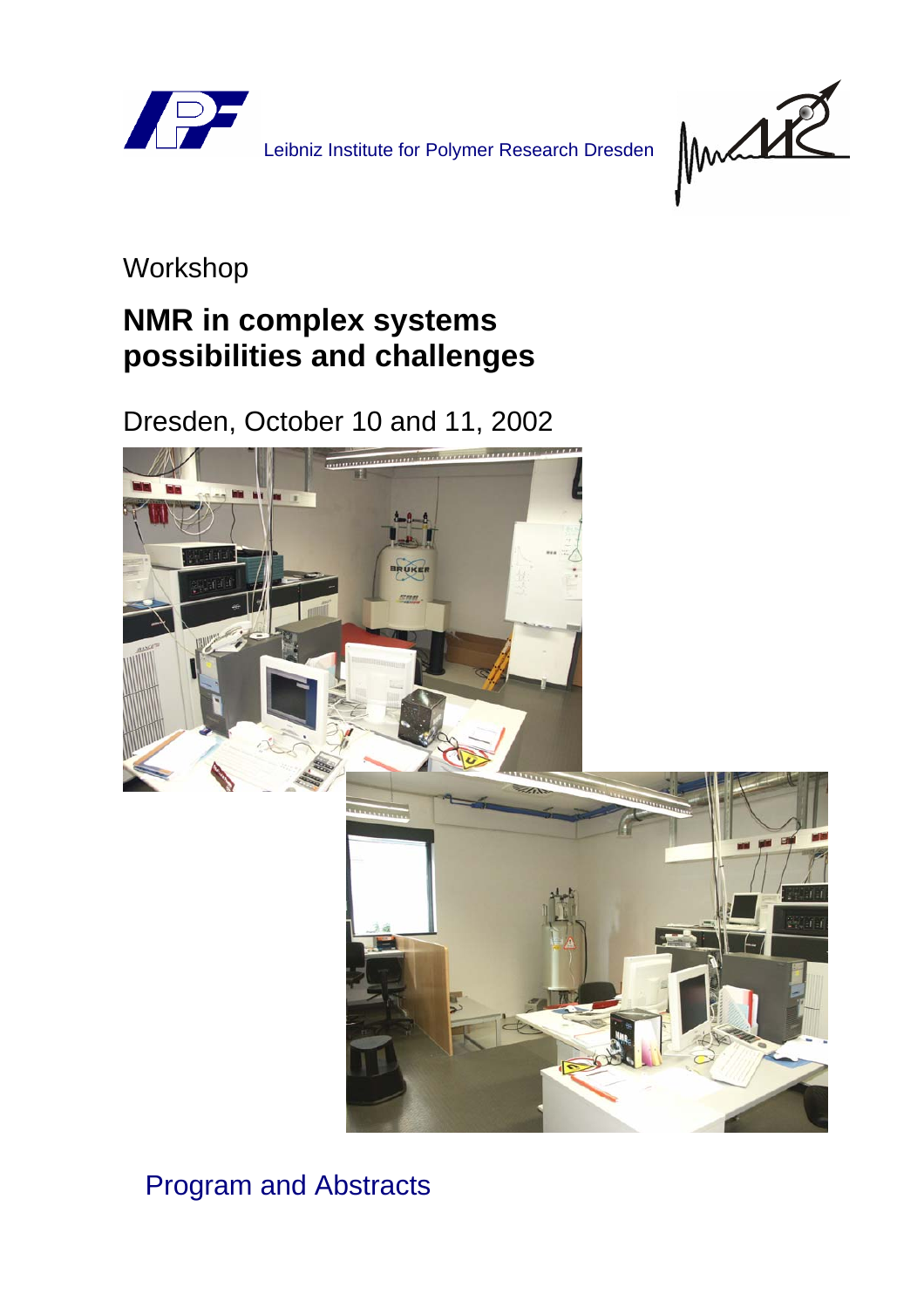Leibniz Institute for Polymer Research Dresden

Workshop

# NMR in complex systems possibilities and challenges

Dresden, October 10 and 11, 2002

Program and Abstracts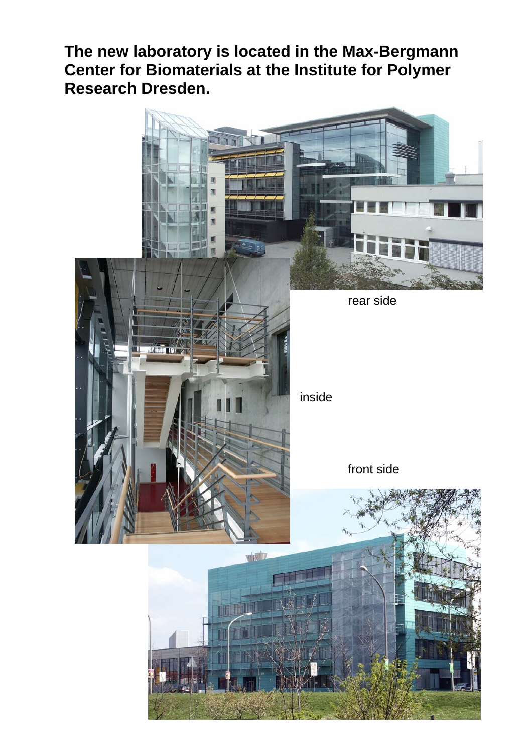**The new laboratory is located in the Max-Bergmann Center for Biomaterials at the Institute for Polymer Research Dresden.**

rear side

inside

front side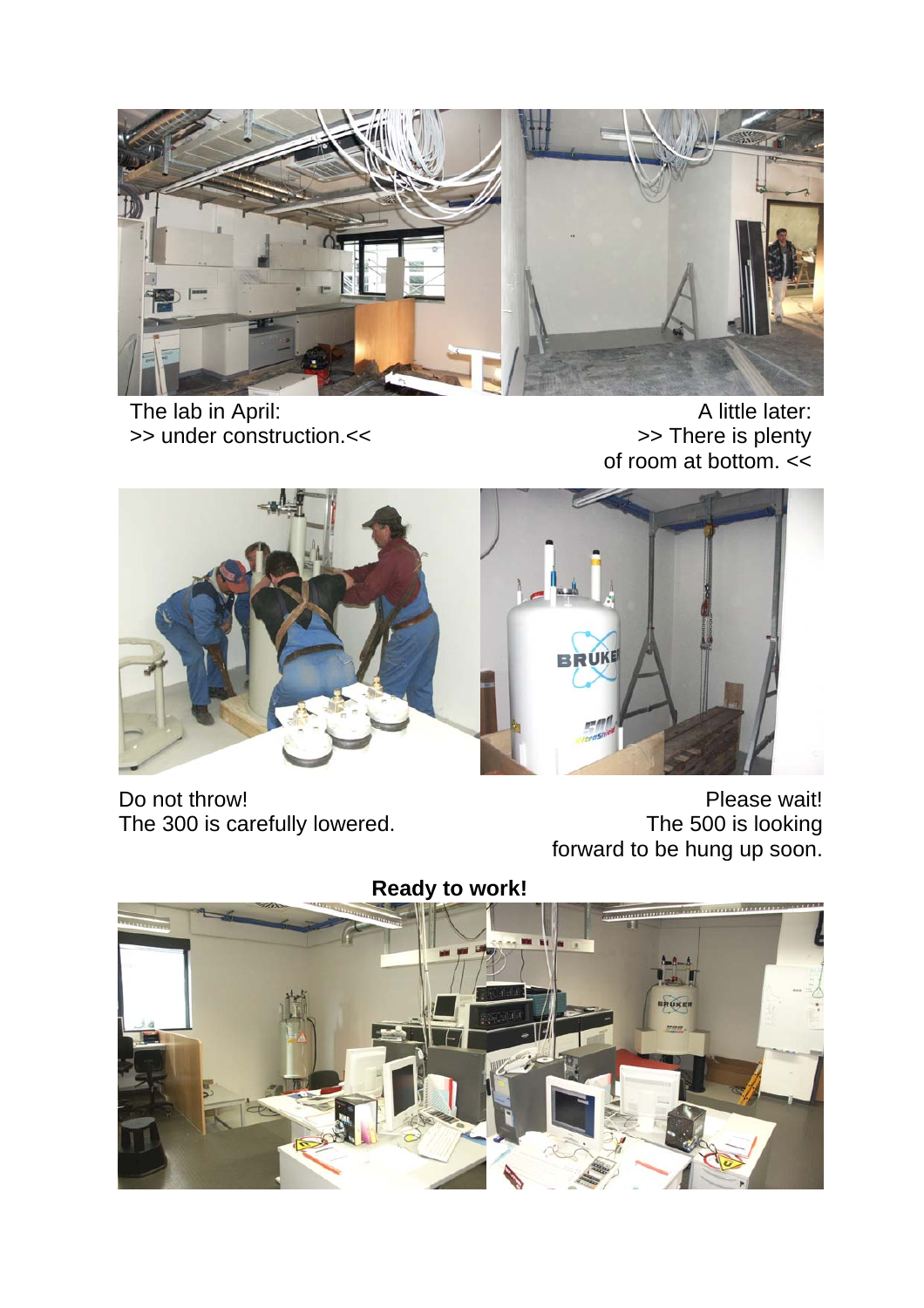The lab in April:
>> under construction.<<

A little later:
>> There is plenty
of room at bottom. <<

Do not throw!
The 300 is carefully lowered.

Please wait!
The 500 is looking
forward to be hung up soon.

**Ready to work!**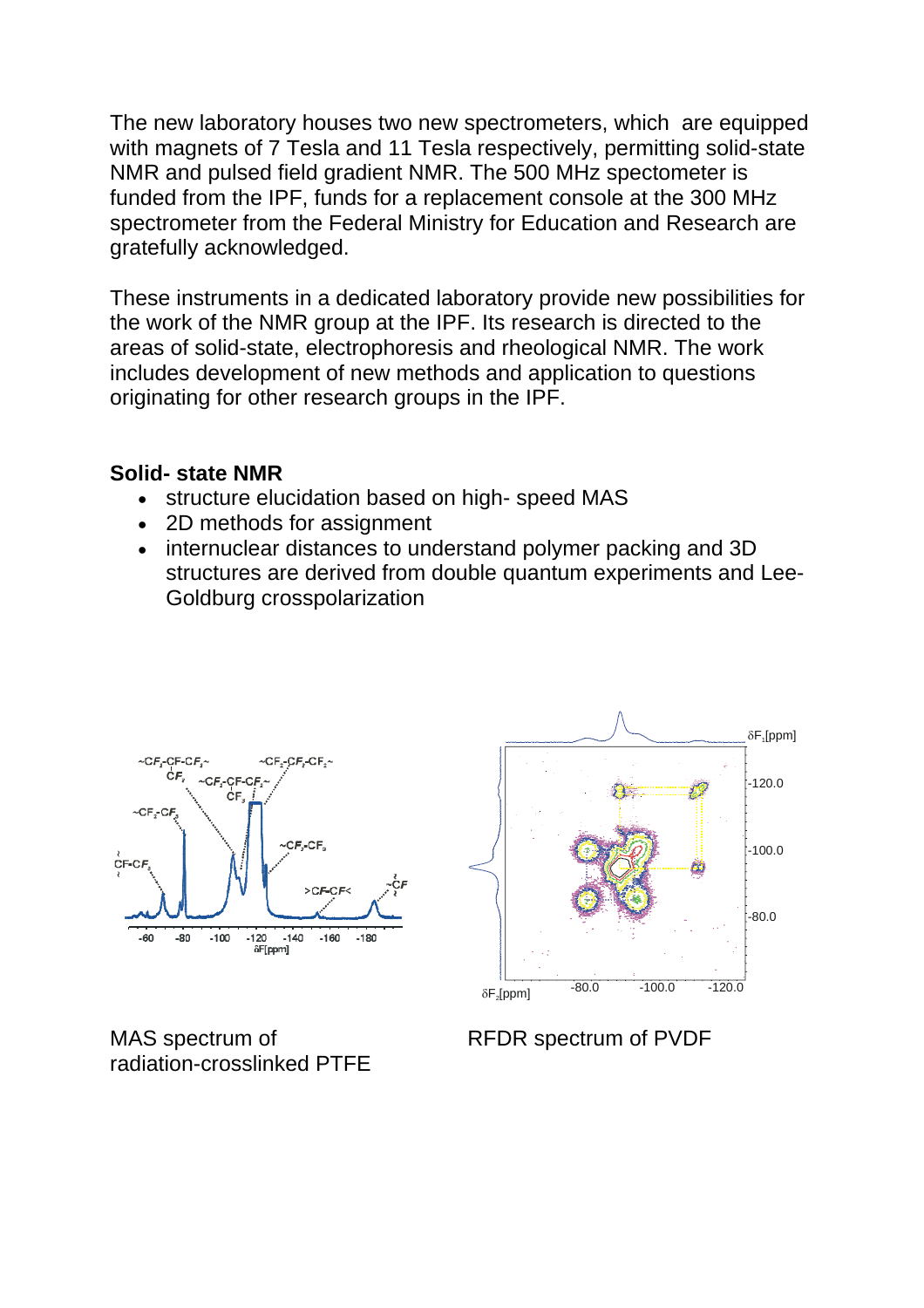The new laboratory houses two new spectrometers, which are equipped with magnets of 7 Tesla and 11 Tesla respectively, permitting solid-state NMR and pulsed field gradient NMR. The 500 MHz spectrometer is funded from the IPF, funds for a replacement console at the 300 MHz spectrometer from the Federal Ministry for Education and Research are gratefully acknowledged.

These instruments in a dedicated laboratory provide new possibilities for the work of the NMR group at the IPF. Its research is directed to the areas of solid-state, electrophoresis and rheological NMR. The work includes development of new methods and application to questions originating for other research groups in the IPF.

**Solid- state NMR**

- structure elucidation based on high- speed MAS
- 2D methods for assignment
- internuclear distances to understand polymer packing and 3D structures are derived from double quantum experiments and Lee-Goldburg crosspolarization

MAS spectrum of radiation-crosslinked PTFE

RFDR spectrum of PVDF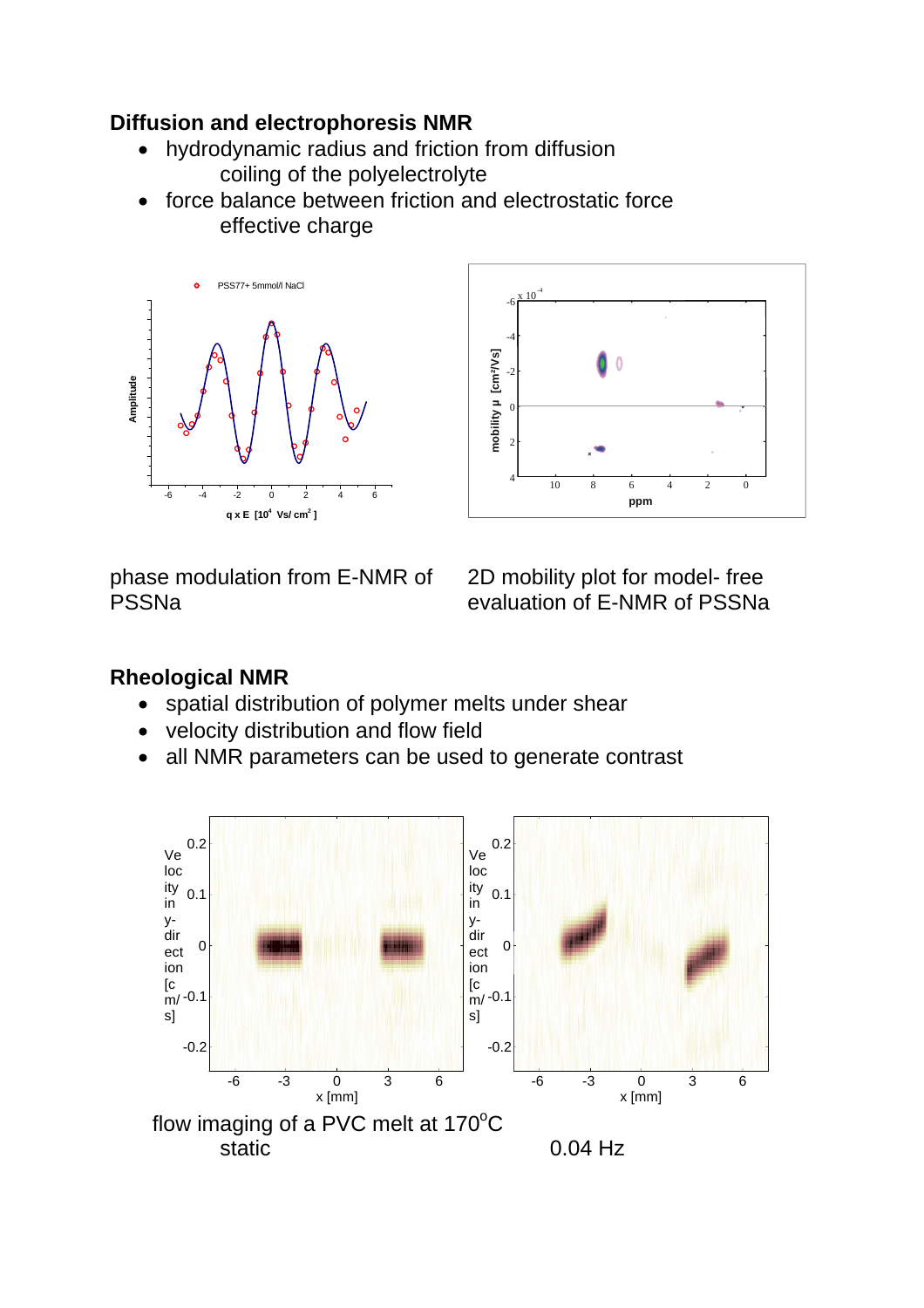## Diffusion and electrophoresis NMR

- hydrodynamic radius and friction from diffusion
  coiling of the polyelectrolyte
- force balance between friction and electrostatic force
  effective charge

PSS77+ 5mmol/l NaCl

Amplitude

-6 -4 -2 0 2 4 6

q x E [$10^4$ Vs/ cm$^2$ ]

x $10^{-4}$

mobility μ [cm²/Vs]

-6 -4 -2 0 2 4

10 8 6 4 2 0

ppm

phase modulation from E-NMR of PSSNa

2D mobility plot for model- free evaluation of E-NMR of PSSNa

## Rheological NMR

- spatial distribution of polymer melts under shear
- velocity distribution and flow field
- all NMR parameters can be used to generate contrast

Velocity in y-direction [cm/s]

0.2 0.1 0 -0.1 -0.2

-6 -3 0 3 6

x [mm]

Velocity in y-direction [cm/s]

0.2 0.1 0 -0.1 -0.2

-6 -3 0 3 6

x [mm]

flow imaging of a PVC melt at 170°C

static

0.04 Hz